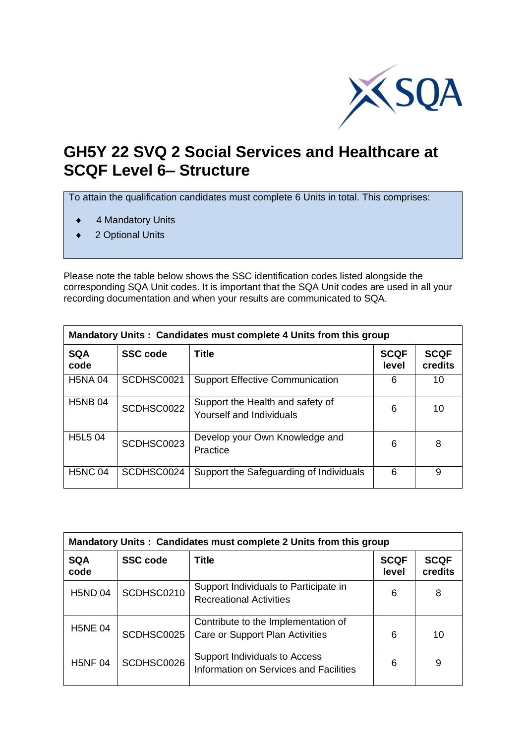# GH5Y 22 SVQ 2 Social Services and Healthcare at SCQF Level 6– Structure

To attain the qualification candidates must complete 6 Units in total. This comprises:

- 4 Mandatory Units
- 2 Optional Units

Please note the table below shows the SSC identification codes listed alongside the corresponding SQA Unit codes. It is important that the SQA Unit codes are used in all your recording documentation and when your results are communicated to SQA.

| **Mandatory Units : Candidates must complete 4 Units from this group** | | | | |
|---|---|---|---|---|
| **SQA code** | **SSC code** | **Title** | **SCQF level** | **SCQF credits** |
| H5NA 04 | SCDHSC0021 | Support Effective Communication | 6 | 10 |
| H5NB 04 | SCDHSC0022 | Support the Health and safety of Yourself and Individuals | 6 | 10 |
| H5L5 04 | SCDHSC0023 | Develop your Own Knowledge and Practice | 6 | 8 |
| H5NC 04 | SCDHSC0024 | Support the Safeguarding of Individuals | 6 | 9 |

| **Mandatory Units : Candidates must complete 2 Units from this group** | | | | |
|---|---|---|---|---|
| **SQA code** | **SSC code** | **Title** | **SCQF level** | **SCQF credits** |
| H5ND 04 | SCDHSC0210 | Support Individuals to Participate in Recreational Activities | 6 | 8 |
| H5NE 04 | SCDHSC0025 | Contribute to the Implementation of Care or Support Plan Activities | 6 | 10 |
| H5NF 04 | SCDHSC0026 | Support Individuals to Access Information on Services and Facilities | 6 | 9 |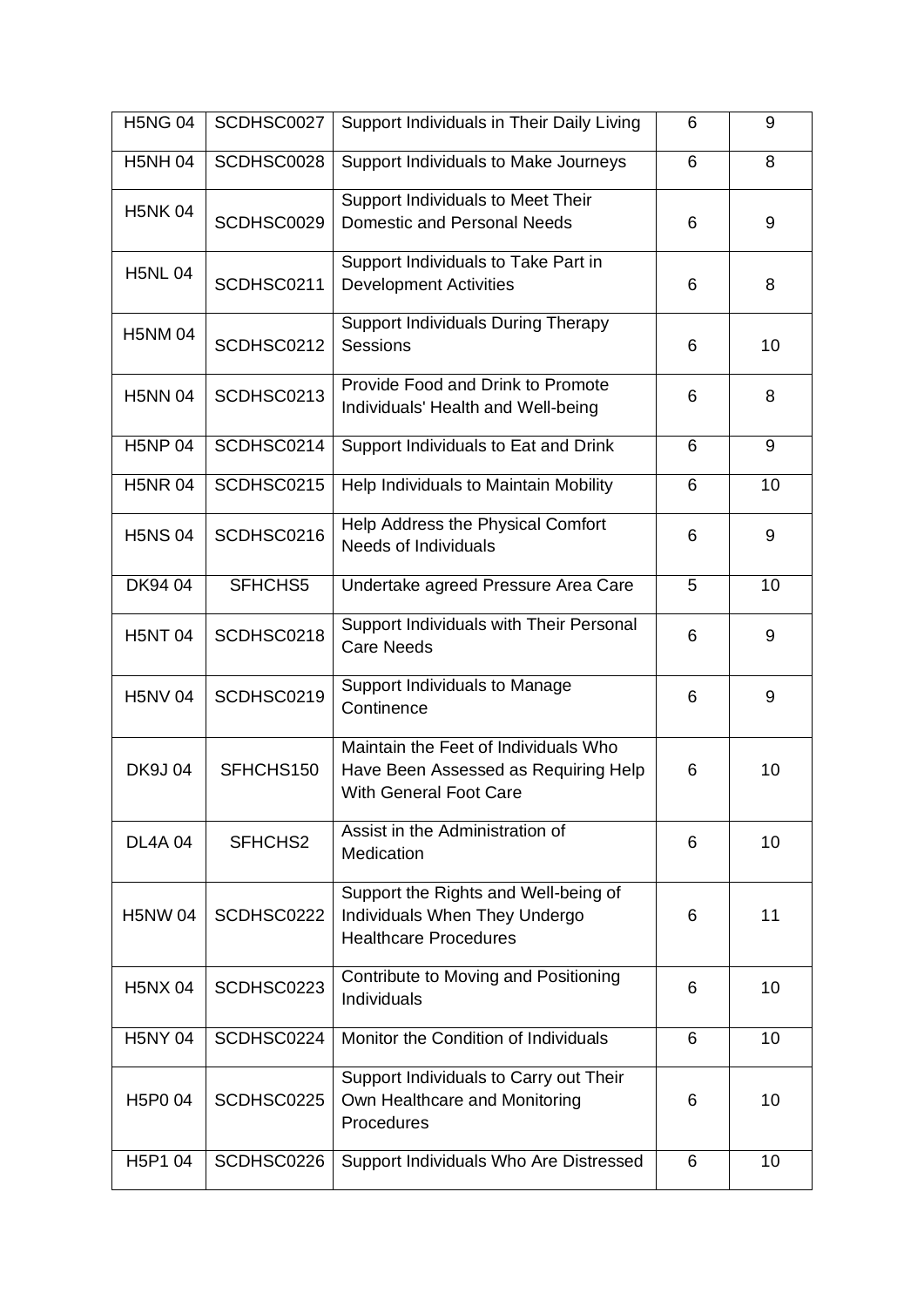| | | | | |
|---|---|---|---|---|
| H5NG 04 | SCDHSC0027 | Support Individuals in Their Daily Living | 6 | 9 |
| H5NH 04 | SCDHSC0028 | Support Individuals to Make Journeys | 6 | 8 |
| H5NK 04 | SCDHSC0029 | Support Individuals to Meet Their Domestic and Personal Needs | 6 | 9 |
| H5NL 04 | SCDHSC0211 | Support Individuals to Take Part in Development Activities | 6 | 8 |
| H5NM 04 | SCDHSC0212 | Support Individuals During Therapy Sessions | 6 | 10 |
| H5NN 04 | SCDHSC0213 | Provide Food and Drink to Promote Individuals' Health and Well-being | 6 | 8 |
| H5NP 04 | SCDHSC0214 | Support Individuals to Eat and Drink | 6 | 9 |
| H5NR 04 | SCDHSC0215 | Help Individuals to Maintain Mobility | 6 | 10 |
| H5NS 04 | SCDHSC0216 | Help Address the Physical Comfort Needs of Individuals | 6 | 9 |
| DK94 04 | SFHCHS5 | Undertake agreed Pressure Area Care | 5 | 10 |
| H5NT 04 | SCDHSC0218 | Support Individuals with Their Personal Care Needs | 6 | 9 |
| H5NV 04 | SCDHSC0219 | Support Individuals to Manage Continence | 6 | 9 |
| DK9J 04 | SFHCHS150 | Maintain the Feet of Individuals Who Have Been Assessed as Requiring Help With General Foot Care | 6 | 10 |
| DL4A 04 | SFHCHS2 | Assist in the Administration of Medication | 6 | 10 |
| H5NW 04 | SCDHSC0222 | Support the Rights and Well-being of Individuals When They Undergo Healthcare Procedures | 6 | 11 |
| H5NX 04 | SCDHSC0223 | Contribute to Moving and Positioning Individuals | 6 | 10 |
| H5NY 04 | SCDHSC0224 | Monitor the Condition of Individuals | 6 | 10 |
| H5P0 04 | SCDHSC0225 | Support Individuals to Carry out Their Own Healthcare and Monitoring Procedures | 6 | 10 |
| H5P1 04 | SCDHSC0226 | Support Individuals Who Are Distressed | 6 | 10 |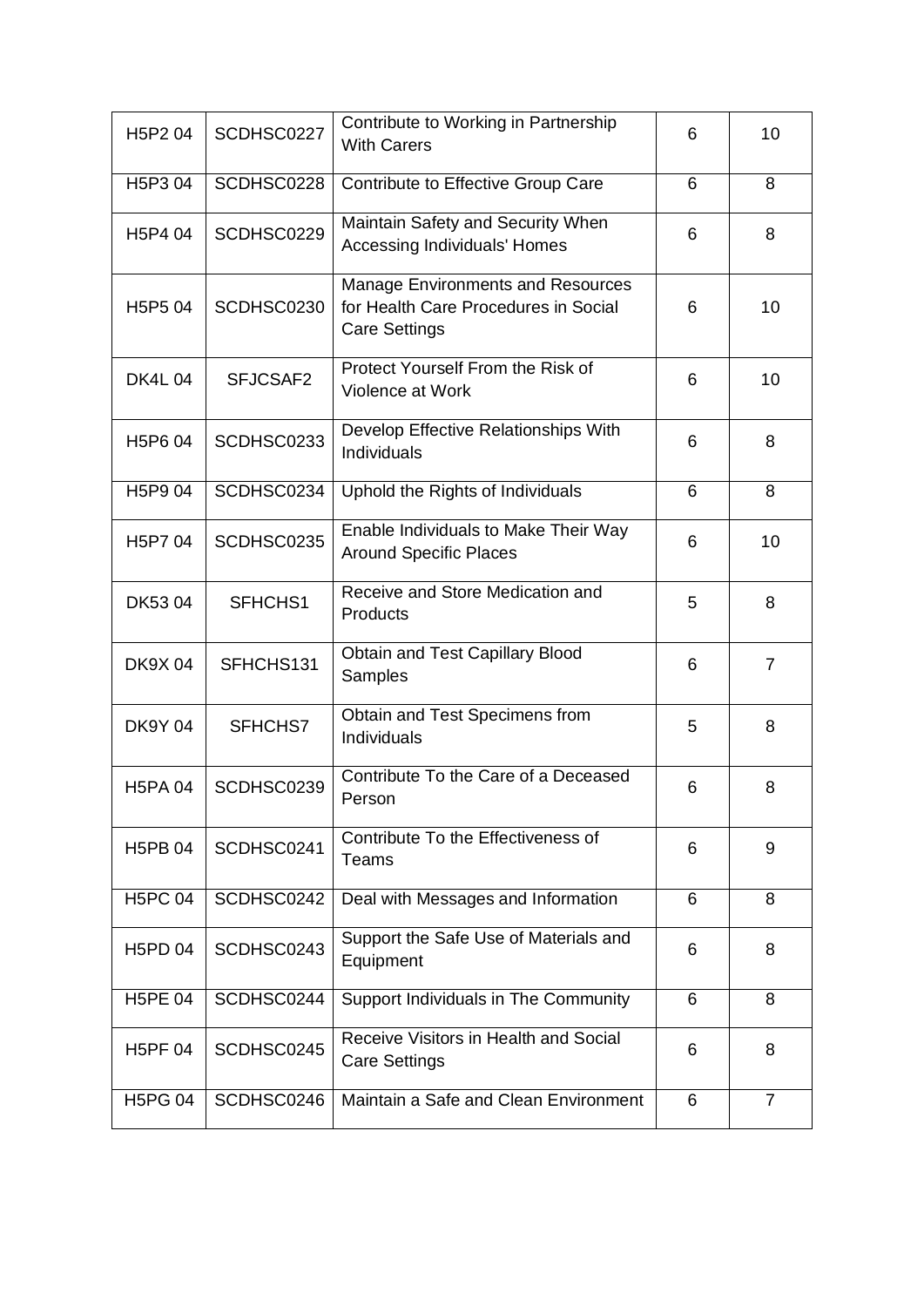| | | | | |
|---|---|---|---|---|
| H5P2 04 | SCDHSC0227 | Contribute to Working in Partnership With Carers | 6 | 10 |
| H5P3 04 | SCDHSC0228 | Contribute to Effective Group Care | 6 | 8 |
| H5P4 04 | SCDHSC0229 | Maintain Safety and Security When Accessing Individuals' Homes | 6 | 8 |
| H5P5 04 | SCDHSC0230 | Manage Environments and Resources for Health Care Procedures in Social Care Settings | 6 | 10 |
| DK4L 04 | SFJCSAF2 | Protect Yourself From the Risk of Violence at Work | 6 | 10 |
| H5P6 04 | SCDHSC0233 | Develop Effective Relationships With Individuals | 6 | 8 |
| H5P9 04 | SCDHSC0234 | Uphold the Rights of Individuals | 6 | 8 |
| H5P7 04 | SCDHSC0235 | Enable Individuals to Make Their Way Around Specific Places | 6 | 10 |
| DK53 04 | SFHCHS1 | Receive and Store Medication and Products | 5 | 8 |
| DK9X 04 | SFHCHS131 | Obtain and Test Capillary Blood Samples | 6 | 7 |
| DK9Y 04 | SFHCHS7 | Obtain and Test Specimens from Individuals | 5 | 8 |
| H5PA 04 | SCDHSC0239 | Contribute To the Care of a Deceased Person | 6 | 8 |
| H5PB 04 | SCDHSC0241 | Contribute To the Effectiveness of Teams | 6 | 9 |
| H5PC 04 | SCDHSC0242 | Deal with Messages and Information | 6 | 8 |
| H5PD 04 | SCDHSC0243 | Support the Safe Use of Materials and Equipment | 6 | 8 |
| H5PE 04 | SCDHSC0244 | Support Individuals in The Community | 6 | 8 |
| H5PF 04 | SCDHSC0245 | Receive Visitors in Health and Social Care Settings | 6 | 8 |
| H5PG 04 | SCDHSC0246 | Maintain a Safe and Clean Environment | 6 | 7 |